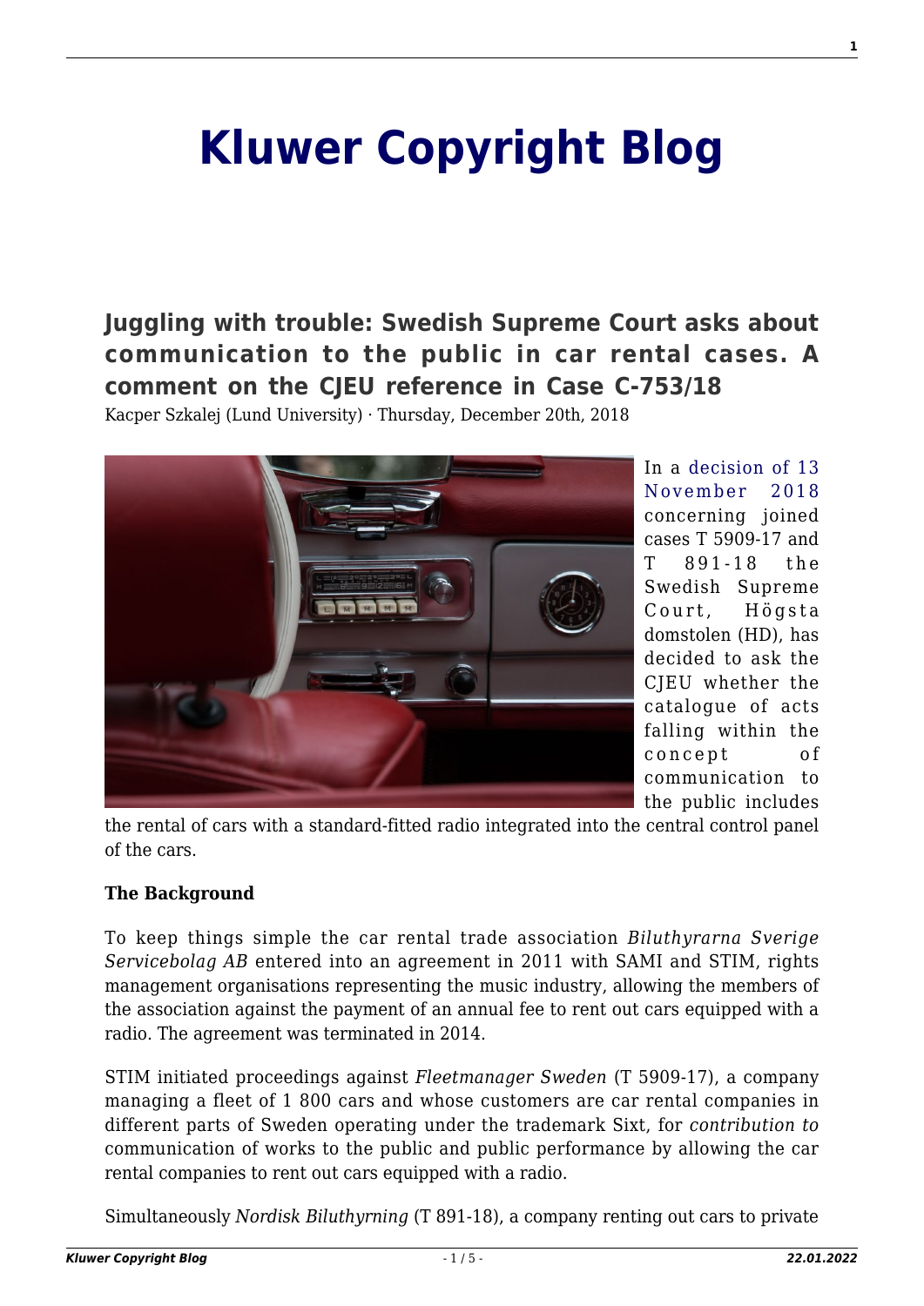# Kluwer Copyright Blog

## Juggling with trouble: Swedish Supreme Court asks about communication to the public in car rental cases. A comment on the CJEU reference in Case C-753/18

Kacper Szkalej (Lund University) · Thursday, December 20th, 2018

In a decision of 13 November 2018 concerning joined cases T 5909-17 and T 891-18 the Swedish Supreme Court, Högsta domstolen (HD), has decided to ask the CJEU whether the catalogue of acts falling within the concept of communication to the public includes the rental of cars with a standard-fitted radio integrated into the central control panel of the cars.

**The Background**

To keep things simple the car rental trade association *Biluthyrarna Sverige Servicebolag AB* entered into an agreement in 2011 with SAMI and STIM, rights management organisations representing the music industry, allowing the members of the association against the payment of an annual fee to rent out cars equipped with a radio. The agreement was terminated in 2014.

STIM initiated proceedings against *Fleetmanager Sweden* (T 5909-17), a company managing a fleet of 1 800 cars and whose customers are car rental companies in different parts of Sweden operating under the trademark Sixt, for *contribution to* communication of works to the public and public performance by allowing the car rental companies to rent out cars equipped with a radio.

Simultaneously *Nordisk Biluthyrning* (T 891-18), a company renting out cars to private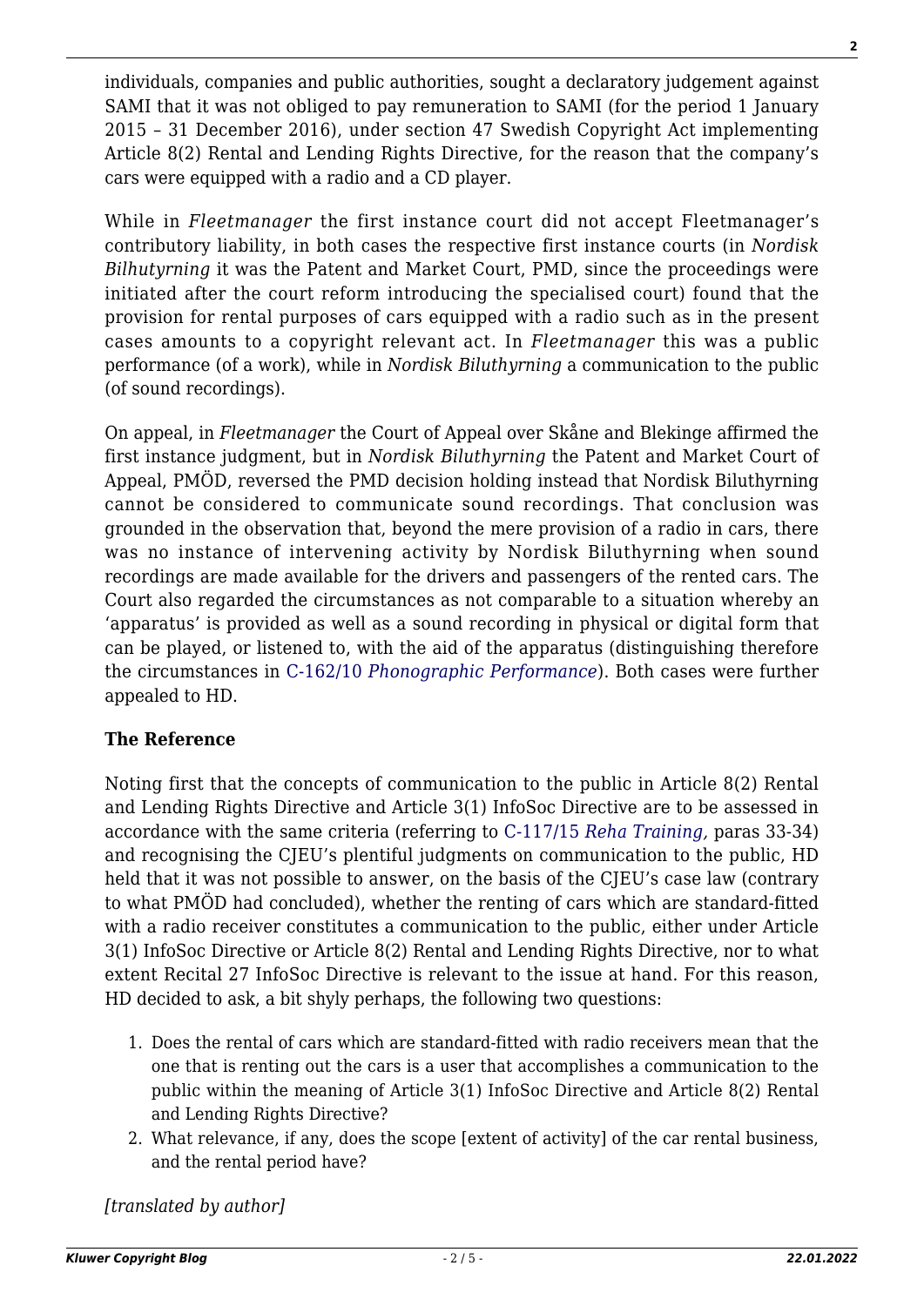individuals, companies and public authorities, sought a declaratory judgement against SAMI that it was not obliged to pay remuneration to SAMI (for the period 1 January 2015 – 31 December 2016), under section 47 Swedish Copyright Act implementing Article 8(2) Rental and Lending Rights Directive, for the reason that the company's cars were equipped with a radio and a CD player.

While in *Fleetmanager* the first instance court did not accept Fleetmanager's contributory liability, in both cases the respective first instance courts (in *Nordisk Bilhutyrning* it was the Patent and Market Court, PMD, since the proceedings were initiated after the court reform introducing the specialised court) found that the provision for rental purposes of cars equipped with a radio such as in the present cases amounts to a copyright relevant act. In *Fleetmanager* this was a public performance (of a work), while in *Nordisk Biluthyrning* a communication to the public (of sound recordings).

On appeal, in *Fleetmanager* the Court of Appeal over Skåne and Blekinge affirmed the first instance judgment, but in *Nordisk Biluthyrning* the Patent and Market Court of Appeal, PMÖD, reversed the PMD decision holding instead that Nordisk Biluthyrning cannot be considered to communicate sound recordings. That conclusion was grounded in the observation that, beyond the mere provision of a radio in cars, there was no instance of intervening activity by Nordisk Biluthyrning when sound recordings are made available for the drivers and passengers of the rented cars. The Court also regarded the circumstances as not comparable to a situation whereby an 'apparatus' is provided as well as a sound recording in physical or digital form that can be played, or listened to, with the aid of the apparatus (distinguishing therefore the circumstances in C-162/10 *Phonographic Performance*). Both cases were further appealed to HD.

**The Reference**

Noting first that the concepts of communication to the public in Article 8(2) Rental and Lending Rights Directive and Article 3(1) InfoSoc Directive are to be assessed in accordance with the same criteria (referring to C-117/15 *Reha Training,* paras 33-34) and recognising the CJEU's plentiful judgments on communication to the public, HD held that it was not possible to answer, on the basis of the CJEU's case law (contrary to what PMÖD had concluded), whether the renting of cars which are standard-fitted with a radio receiver constitutes a communication to the public, either under Article 3(1) InfoSoc Directive or Article 8(2) Rental and Lending Rights Directive, nor to what extent Recital 27 InfoSoc Directive is relevant to the issue at hand. For this reason, HD decided to ask, a bit shyly perhaps, the following two questions:

1. Does the rental of cars which are standard-fitted with radio receivers mean that the one that is renting out the cars is a user that accomplishes a communication to the public within the meaning of Article 3(1) InfoSoc Directive and Article 8(2) Rental and Lending Rights Directive?
2. What relevance, if any, does the scope [extent of activity] of the car rental business, and the rental period have?

*[translated by author]*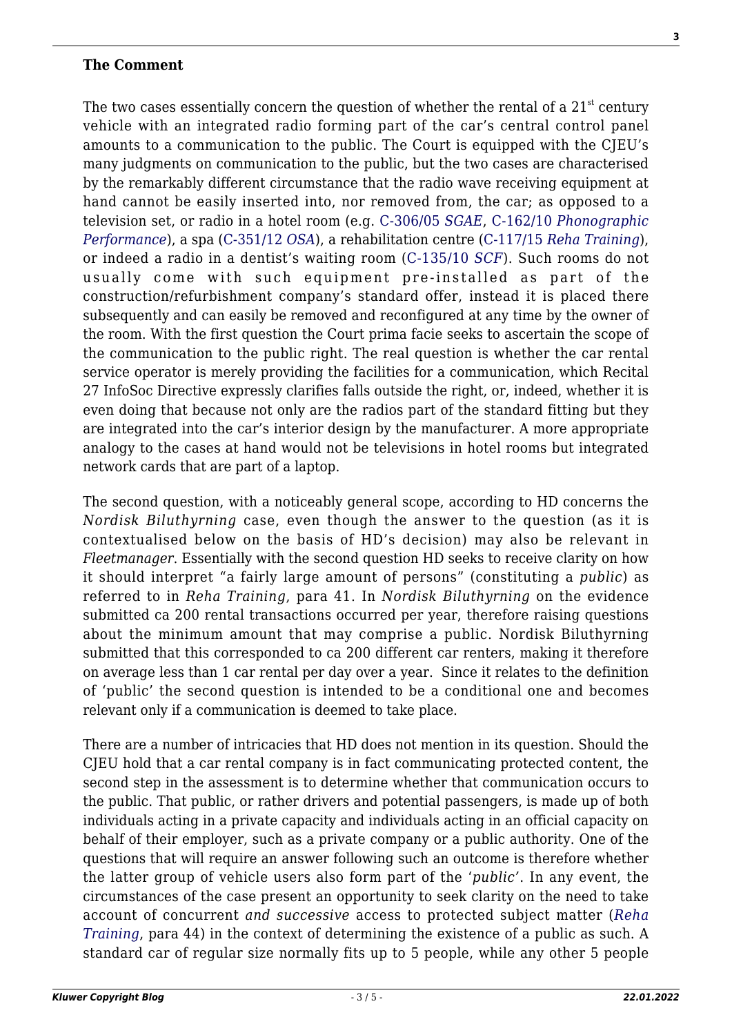**The Comment**

The two cases essentially concern the question of whether the rental of a $21^{st}$ century vehicle with an integrated radio forming part of the car's central control panel amounts to a communication to the public. The Court is equipped with the CJEU's many judgments on communication to the public, but the two cases are characterised by the remarkably different circumstance that the radio wave receiving equipment at hand cannot be easily inserted into, nor removed from, the car; as opposed to a television set, or radio in a hotel room (e.g. C-306/05 *SGAE*, C-162/10 *Phonographic Performance*), a spa (C-351/12 *OSA*), a rehabilitation centre (C-117/15 *Reha Training*), or indeed a radio in a dentist's waiting room (C-135/10 *SCF*). Such rooms do not usually come with such equipment pre-installed as part of the construction/refurbishment company's standard offer, instead it is placed there subsequently and can easily be removed and reconfigured at any time by the owner of the room. With the first question the Court prima facie seeks to ascertain the scope of the communication to the public right. The real question is whether the car rental service operator is merely providing the facilities for a communication, which Recital 27 InfoSoc Directive expressly clarifies falls outside the right, or, indeed, whether it is even doing that because not only are the radios part of the standard fitting but they are integrated into the car's interior design by the manufacturer. A more appropriate analogy to the cases at hand would not be televisions in hotel rooms but integrated network cards that are part of a laptop.

The second question, with a noticeably general scope, according to HD concerns the *Nordisk Biluthyrning* case, even though the answer to the question (as it is contextualised below on the basis of HD's decision) may also be relevant in *Fleetmanager*. Essentially with the second question HD seeks to receive clarity on how it should interpret "a fairly large amount of persons" (constituting a *public*) as referred to in *Reha Training*, para 41. In *Nordisk Biluthyrning* on the evidence submitted ca 200 rental transactions occurred per year, therefore raising questions about the minimum amount that may comprise a public. Nordisk Biluthyrning submitted that this corresponded to ca 200 different car renters, making it therefore on average less than 1 car rental per day over a year. Since it relates to the definition of 'public' the second question is intended to be a conditional one and becomes relevant only if a communication is deemed to take place.

There are a number of intricacies that HD does not mention in its question. Should the CJEU hold that a car rental company is in fact communicating protected content, the second step in the assessment is to determine whether that communication occurs to the public. That public, or rather drivers and potential passengers, is made up of both individuals acting in a private capacity and individuals acting in an official capacity on behalf of their employer, such as a private company or a public authority. One of the questions that will require an answer following such an outcome is therefore whether the latter group of vehicle users also form part of the '*public*'. In any event, the circumstances of the case present an opportunity to seek clarity on the need to take account of concurrent *and successive* access to protected subject matter (*Reha Training*, para 44) in the context of determining the existence of a public as such. A standard car of regular size normally fits up to 5 people, while any other 5 people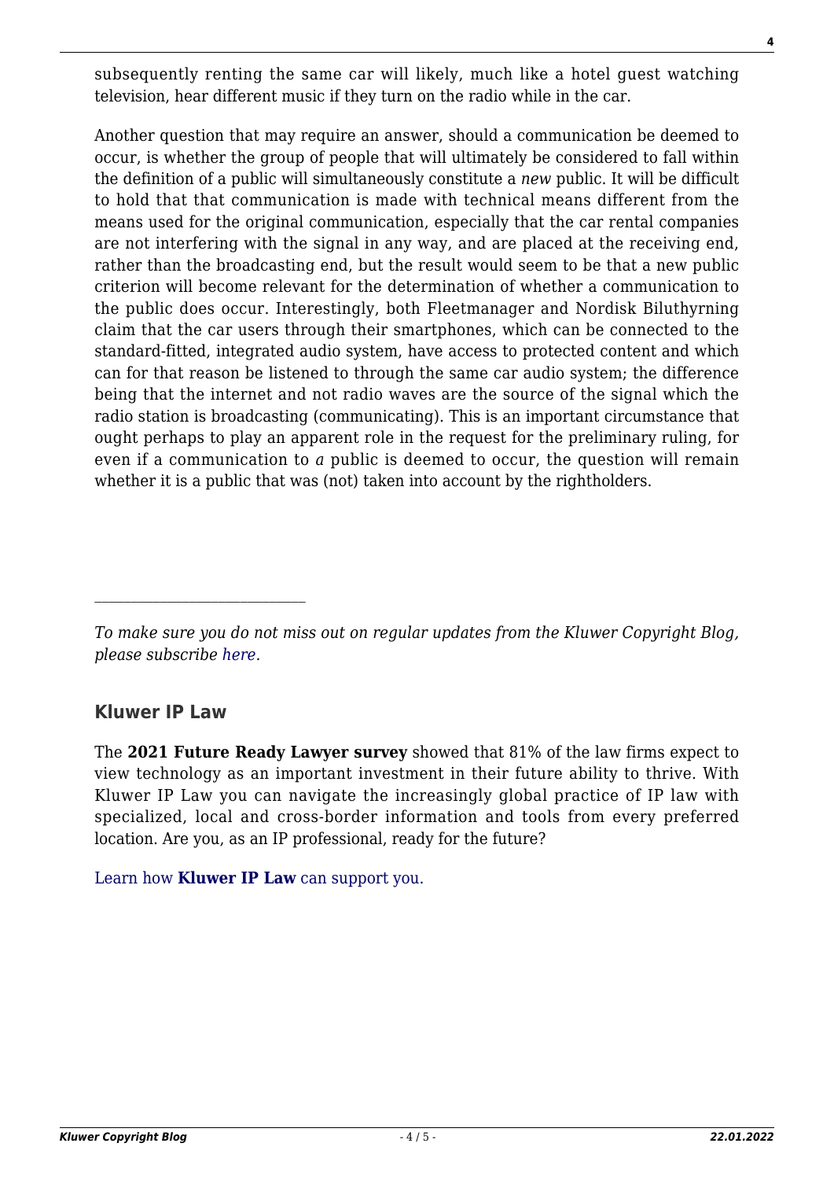subsequently renting the same car will likely, much like a hotel guest watching television, hear different music if they turn on the radio while in the car.

Another question that may require an answer, should a communication be deemed to occur, is whether the group of people that will ultimately be considered to fall within the definition of a public will simultaneously constitute a *new* public. It will be difficult to hold that that communication is made with technical means different from the means used for the original communication, especially that the car rental companies are not interfering with the signal in any way, and are placed at the receiving end, rather than the broadcasting end, but the result would seem to be that a new public criterion will become relevant for the determination of whether a communication to the public does occur. Interestingly, both Fleetmanager and Nordisk Biluthyrning claim that the car users through their smartphones, which can be connected to the standard-fitted, integrated audio system, have access to protected content and which can for that reason be listened to through the same car audio system; the difference being that the internet and not radio waves are the source of the signal which the radio station is broadcasting (communicating). This is an important circumstance that ought perhaps to play an apparent role in the request for the preliminary ruling, for even if a communication to *a* public is deemed to occur, the question will remain whether it is a public that was (not) taken into account by the rightholders.

---

*To make sure you do not miss out on regular updates from the Kluwer Copyright Blog, please subscribe here.*

### Kluwer IP Law

The **2021 Future Ready Lawyer survey** showed that 81% of the law firms expect to view technology as an important investment in their future ability to thrive. With Kluwer IP Law you can navigate the increasingly global practice of IP law with specialized, local and cross-border information and tools from every preferred location. Are you, as an IP professional, ready for the future?

Learn how **Kluwer IP Law** can support you.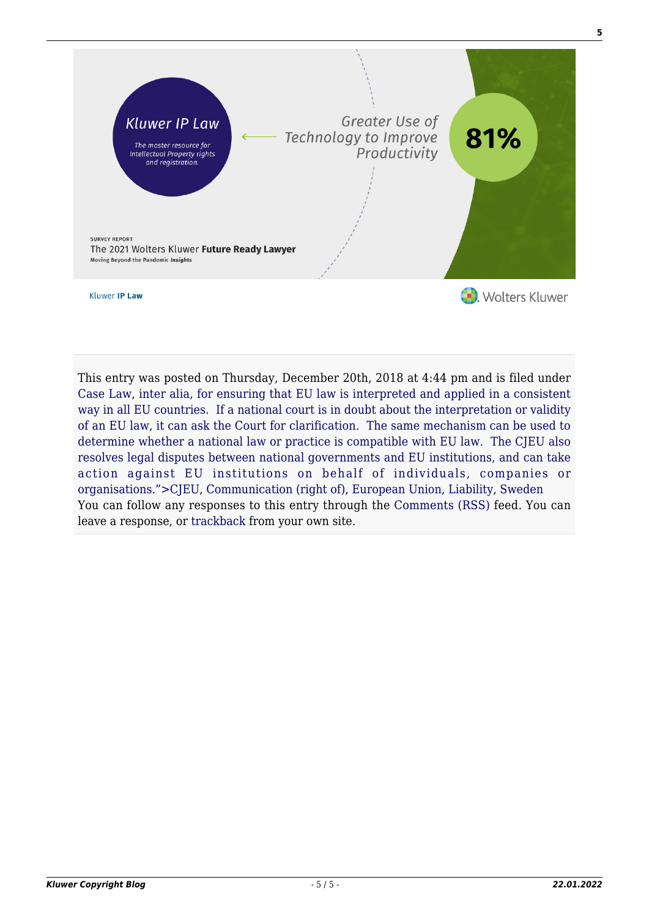Kluwer IP Law

The master resource for Intellectual Property rights and registration.

Greater Use of Technology to Improve Productivity

81%

SURVEY REPORT

The 2021 Wolters Kluwer **Future Ready Lawyer**

Moving Beyond the Pandemic *Insights*

Kluwer **IP Law**

Wolters Kluwer

This entry was posted on Thursday, December 20th, 2018 at 4:44 pm and is filed under Case Law, inter alia, for ensuring that EU law is interpreted and applied in a consistent way in all EU countries. If a national court is in doubt about the interpretation or validity of an EU law, it can ask the Court for clarification. The same mechanism can be used to determine whether a national law or practice is compatible with EU law. The CJEU also resolves legal disputes between national governments and EU institutions, and can take action against EU institutions on behalf of individuals, companies or organisations.">CJEU, Communication (right of), European Union, Liability, Sweden

You can follow any responses to this entry through the Comments (RSS) feed. You can leave a response, or trackback from your own site.